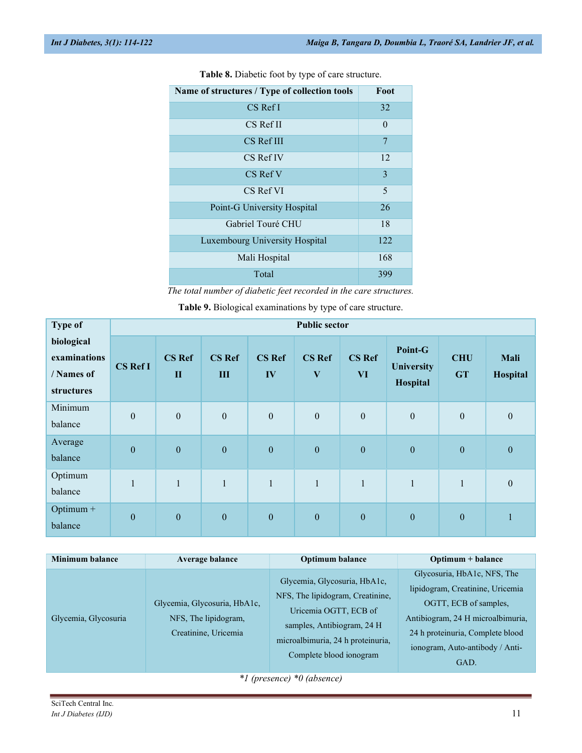**Table 8.** Diabetic foot by type of care structure.

| Name of structures / Type of collection tools | Foot |
|---|---|
| CS Ref I | 32 |
| CS Ref II | 0 |
| CS Ref III | 7 |
| CS Ref IV | 12 |
| CS Ref V | 3 |
| CS Ref VI | 5 |
| Point-G University Hospital | 26 |
| Gabriel Touré CHU | 18 |
| Luxembourg University Hospital | 122 |
| Mali Hospital | 168 |
| Total | 399 |

*The total number of diabetic feet recorded in the care structures.*

**Table 9.** Biological examinations by type of care structure.

| Type of biological examinations / Names of structures | Public sector | | | | | | | | |
|---|---|---|---|---|---|---|---|---|---|
| | CS Ref I | CS Ref II | CS Ref III | CS Ref IV | CS Ref V | CS Ref VI | Point-G University Hospital | CHU GT | Mali Hospital |
| Minimum balance | 0 | 0 | 0 | 0 | 0 | 0 | 0 | 0 | 0 |
| Average balance | 0 | 0 | 0 | 0 | 0 | 0 | 0 | 0 | 0 |
| Optimum balance | 1 | 1 | 1 | 1 | 1 | 1 | 1 | 1 | 0 |
| Optimum + balance | 0 | 0 | 0 | 0 | 0 | 0 | 0 | 0 | 1 |

| Minimum balance | Average balance | Optimum balance | Optimum + balance |
|---|---|---|---|
| Glycemia, Glycosuria | Glycemia, Glycosuria, HbA1c, NFS, The lipidogram, Creatinine, Uricemia | Glycemia, Glycosuria, HbA1c, NFS, The lipidogram, Creatinine, Uricemia OGTT, ECB of samples, Antibiogram, 24 H microalbimuria, 24 h proteinuria, Complete blood ionogram | Glycosuria, HbA1c, NFS, The lipidogram, Creatinine, Uricemia OGTT, ECB of samples, Antibiogram, 24 H microalbimuria, 24 h proteinuria, Complete blood ionogram, Auto-antibody / Anti-GAD. |

**1 (presence) *0 (absence)*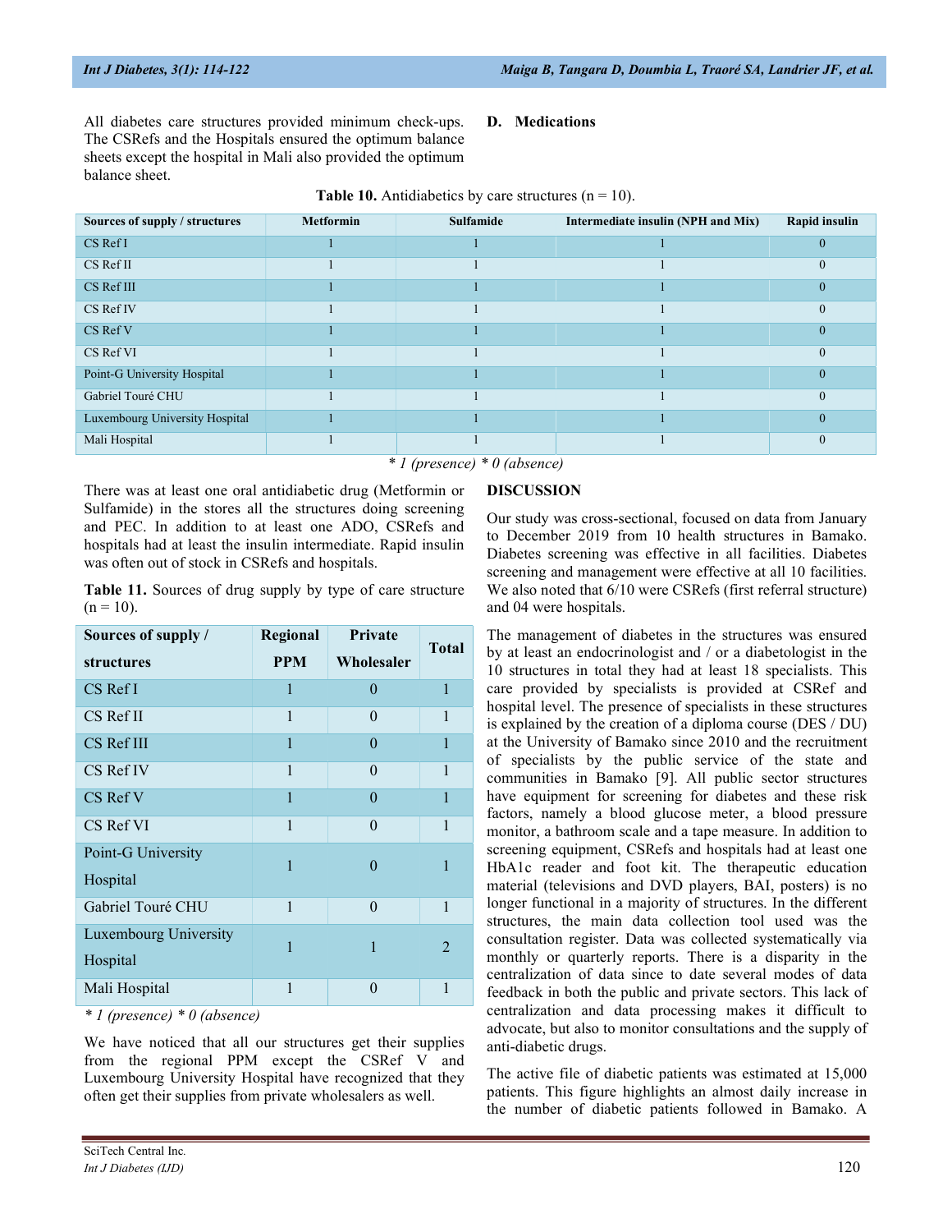All diabetes care structures provided minimum check-ups. The CSRefs and the Hospitals ensured the optimum balance sheets except the hospital in Mali also provided the optimum balance sheet.

### D. Medications

**Table 10.** Antidiabetics by care structures (n = 10).

| Sources of supply / structures | Metformin | Sulfamide | Intermediate insulin (NPH and Mix) | Rapid insulin |
|---|---|---|---|---|
| CS Ref I | 1 | 1 | 1 | 0 |
| CS Ref II | 1 | 1 | 1 | 0 |
| CS Ref III | 1 | 1 | 1 | 0 |
| CS Ref IV | 1 | 1 | 1 | 0 |
| CS Ref V | 1 | 1 | 1 | 0 |
| CS Ref VI | 1 | 1 | 1 | 0 |
| Point-G University Hospital | 1 | 1 | 1 | 0 |
| Gabriel Touré CHU | 1 | 1 | 1 | 0 |
| Luxembourg University Hospital | 1 | 1 | 1 | 0 |
| Mali Hospital | 1 | 1 | 1 | 0 |

*\* 1 (presence) \* 0 (absence)*

There was at least one oral antidiabetic drug (Metformin or Sulfamide) in the stores all the structures doing screening and PEC. In addition to at least one ADO, CSRefs and hospitals had at least the insulin intermediate. Rapid insulin was often out of stock in CSRefs and hospitals.

**Table 11.** Sources of drug supply by type of care structure (n = 10).

| Sources of supply / structures | Regional PPM | Private Wholesaler | Total |
|---|---|---|---|
| CS Ref I | 1 | 0 | 1 |
| CS Ref II | 1 | 0 | 1 |
| CS Ref III | 1 | 0 | 1 |
| CS Ref IV | 1 | 0 | 1 |
| CS Ref V | 1 | 0 | 1 |
| CS Ref VI | 1 | 0 | 1 |
| Point-G University Hospital | 1 | 0 | 1 |
| Gabriel Touré CHU | 1 | 0 | 1 |
| Luxembourg University Hospital | 1 | 1 | 2 |
| Mali Hospital | 1 | 0 | 1 |

*\* 1 (presence) \* 0 (absence)*

We have noticed that all our structures get their supplies from the regional PPM except the CSRef V and Luxembourg University Hospital have recognized that they often get their supplies from private wholesalers as well.

## DISCUSSION

Our study was cross-sectional, focused on data from January to December 2019 from 10 health structures in Bamako. Diabetes screening was effective in all facilities. Diabetes screening and management were effective at all 10 facilities. We also noted that 6/10 were CSRefs (first referral structure) and 04 were hospitals.

The management of diabetes in the structures was ensured by at least an endocrinologist and / or a diabetologist in the 10 structures in total they had at least 18 specialists. This care provided by specialists is provided at CSRef and hospital level. The presence of specialists in these structures is explained by the creation of a diploma course (DES / DU) at the University of Bamako since 2010 and the recruitment of specialists by the public service of the state and communities in Bamako [9]. All public sector structures have equipment for screening for diabetes and these risk factors, namely a blood glucose meter, a blood pressure monitor, a bathroom scale and a tape measure. In addition to screening equipment, CSRefs and hospitals had at least one HbA1c reader and foot kit. The therapeutic education material (televisions and DVD players, BAI, posters) is no longer functional in a majority of structures. In the different structures, the main data collection tool used was the consultation register. Data was collected systematically via monthly or quarterly reports. There is a disparity in the centralization of data since to date several modes of data feedback in both the public and private sectors. This lack of centralization and data processing makes it difficult to advocate, but also to monitor consultations and the supply of anti-diabetic drugs.

The active file of diabetic patients was estimated at 15,000 patients. This figure highlights an almost daily increase in the number of diabetic patients followed in Bamako. A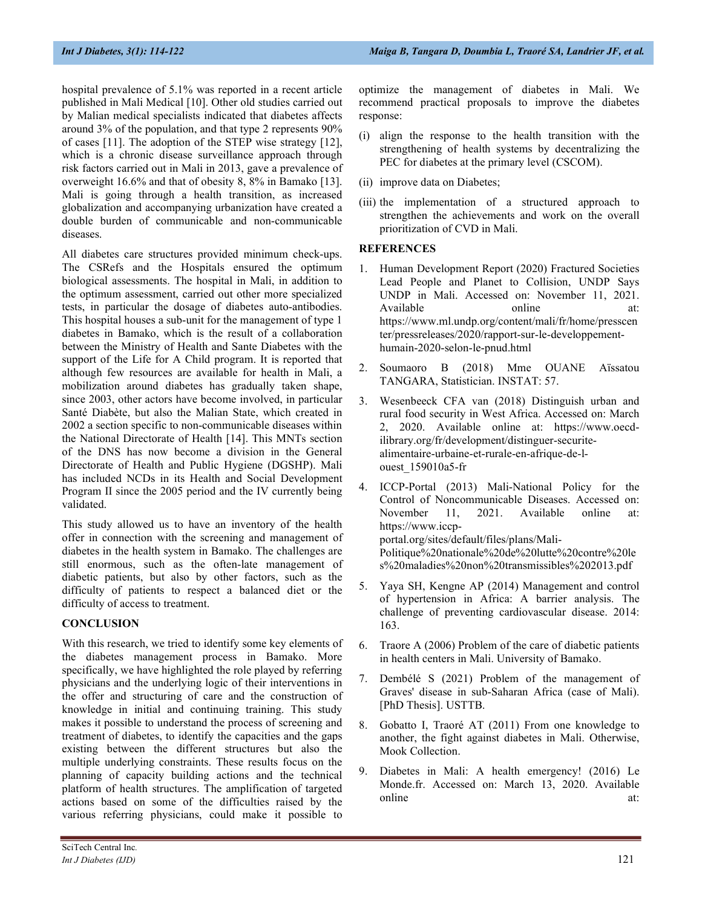hospital prevalence of 5.1% was reported in a recent article published in Mali Medical [10]. Other old studies carried out by Malian medical specialists indicated that diabetes affects around 3% of the population, and that type 2 represents 90% of cases [11]. The adoption of the STEP wise strategy [12], which is a chronic disease surveillance approach through risk factors carried out in Mali in 2013, gave a prevalence of overweight 16.6% and that of obesity 8, 8% in Bamako [13]. Mali is going through a health transition, as increased globalization and accompanying urbanization have created a double burden of communicable and non-communicable diseases.

All diabetes care structures provided minimum check-ups. The CSRefs and the Hospitals ensured the optimum biological assessments. The hospital in Mali, in addition to the optimum assessment, carried out other more specialized tests, in particular the dosage of diabetes auto-antibodies. This hospital houses a sub-unit for the management of type 1 diabetes in Bamako, which is the result of a collaboration between the Ministry of Health and Sante Diabetes with the support of the Life for A Child program. It is reported that although few resources are available for health in Mali, a mobilization around diabetes has gradually taken shape, since 2003, other actors have become involved, in particular Santé Diabète, but also the Malian State, which created in 2002 a section specific to non-communicable diseases within the National Directorate of Health [14]. This MNTs section of the DNS has now become a division in the General Directorate of Health and Public Hygiene (DGSHP). Mali has included NCDs in its Health and Social Development Program II since the 2005 period and the IV currently being validated.

This study allowed us to have an inventory of the health offer in connection with the screening and management of diabetes in the health system in Bamako. The challenges are still enormous, such as the often-late management of diabetic patients, but also by other factors, such as the difficulty of patients to respect a balanced diet or the difficulty of access to treatment.

## CONCLUSION

With this research, we tried to identify some key elements of the diabetes management process in Bamako. More specifically, we have highlighted the role played by referring physicians and the underlying logic of their interventions in the offer and structuring of care and the construction of knowledge in initial and continuing training. This study makes it possible to understand the process of screening and treatment of diabetes, to identify the capacities and the gaps existing between the different structures but also the multiple underlying constraints. These results focus on the planning of capacity building actions and the technical platform of health structures. The amplification of targeted actions based on some of the difficulties raised by the various referring physicians, could make it possible to optimize the management of diabetes in Mali. We recommend practical proposals to improve the diabetes response:

(i) align the response to the health transition with the strengthening of health systems by decentralizing the PEC for diabetes at the primary level (CSCOM).

(ii) improve data on Diabetes;

(iii) the implementation of a structured approach to strengthen the achievements and work on the overall prioritization of CVD in Mali.

## REFERENCES

1. Human Development Report (2020) Fractured Societies Lead People and Planet to Collision, UNDP Says UNDP in Mali. Accessed on: November 11, 2021. Available online at: https://www.ml.undp.org/content/mali/fr/home/presscenter/pressreleases/2020/rapport-sur-le-developpement-humain-2020-selon-le-pnud.html

2. Soumaoro B (2018) Mme OUANE Aïssatou TANGARA, Statistician. INSTAT: 57.

3. Wesenbeeck CFA van (2018) Distinguish urban and rural food security in West Africa. Accessed on: March 2, 2020. Available online at: https://www.oecd-ilibrary.org/fr/development/distinguer-securite-alimentaire-urbaine-et-rurale-en-afrique-de-l-ouest_159010a5-fr

4. ICCP-Portal (2013) Mali-National Policy for the Control of Noncommunicable Diseases. Accessed on: November 11, 2021. Available online at: https://www.iccp-portal.org/sites/default/files/plans/Mali-Politique%20nationale%20de%20lutte%20contre%20les%20maladies%20non%20transmissibles%202013.pdf

5. Yaya SH, Kengne AP (2014) Management and control of hypertension in Africa: A barrier analysis. The challenge of preventing cardiovascular disease. 2014: 163.

6. Traore A (2006) Problem of the care of diabetic patients in health centers in Mali. University of Bamako.

7. Dembélé S (2021) Problem of the management of Graves' disease in sub-Saharan Africa (case of Mali). [PhD Thesis]. USTTB.

8. Gobatto I, Traoré AT (2011) From one knowledge to another, the fight against diabetes in Mali. Otherwise, Mook Collection.

9. Diabetes in Mali: A health emergency! (2016) Le Monde.fr. Accessed on: March 13, 2020. Available online at: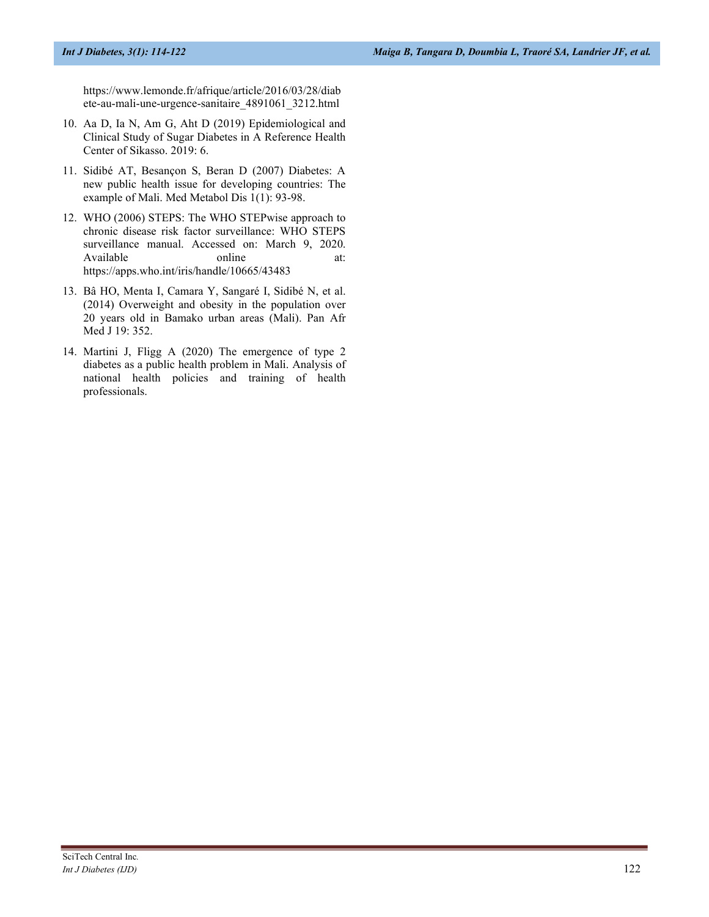https://www.lemonde.fr/afrique/article/2016/03/28/diabete-au-mali-une-urgence-sanitaire_4891061_3212.html

10. Aa D, Ia N, Am G, Aht D (2019) Epidemiological and Clinical Study of Sugar Diabetes in A Reference Health Center of Sikasso. 2019: 6.

11. Sidibé AT, Besançon S, Beran D (2007) Diabetes: A new public health issue for developing countries: The example of Mali. Med Metabol Dis 1(1): 93-98.

12. WHO (2006) STEPS: The WHO STEPwise approach to chronic disease risk factor surveillance: WHO STEPS surveillance manual. Accessed on: March 9, 2020. Available online at: https://apps.who.int/iris/handle/10665/43483

13. Bâ HO, Menta I, Camara Y, Sangaré I, Sidibé N, et al. (2014) Overweight and obesity in the population over 20 years old in Bamako urban areas (Mali). Pan Afr Med J 19: 352.

14. Martini J, Fligg A (2020) The emergence of type 2 diabetes as a public health problem in Mali. Analysis of national health policies and training of health professionals.